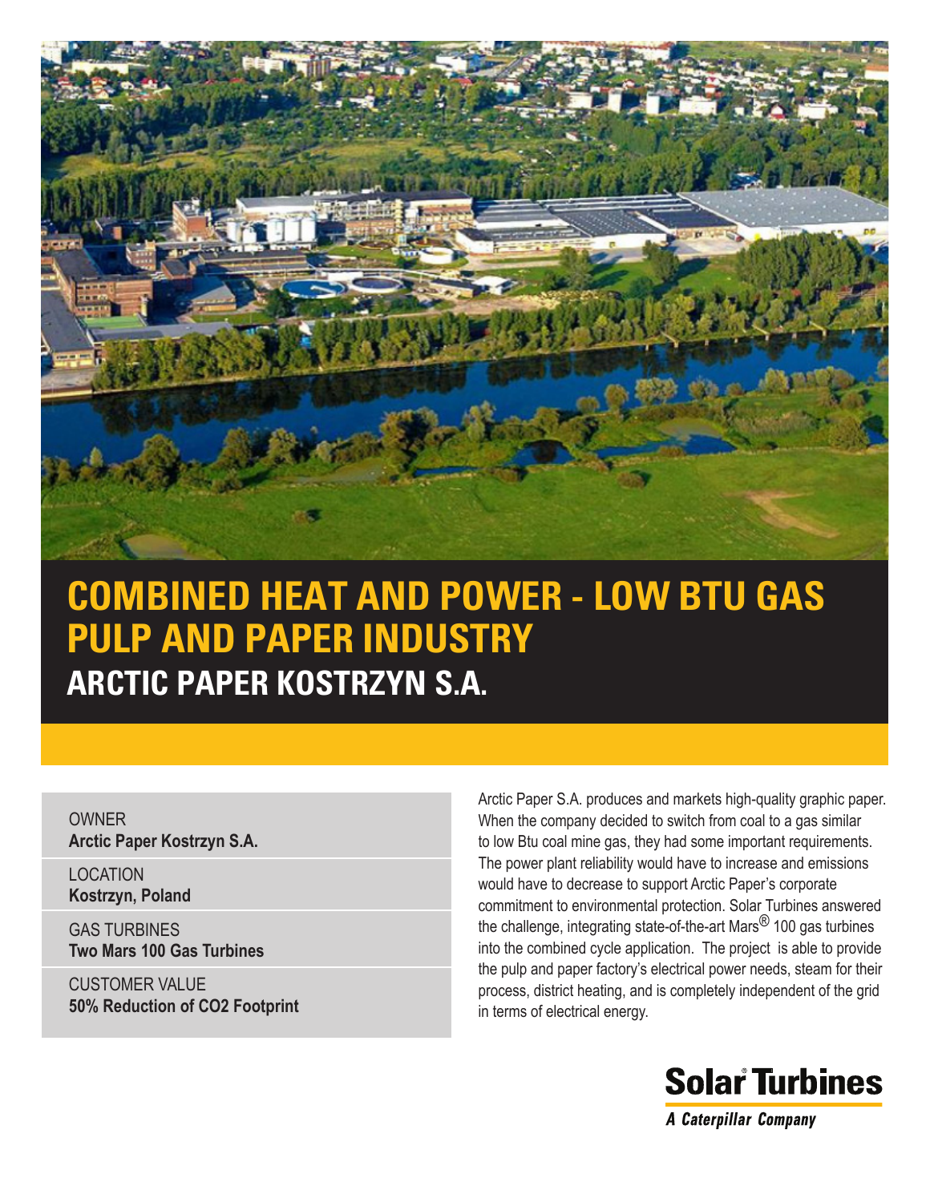# COMBINED HEAT AND POWER - LOW BTU GAS PULP AND PAPER INDUSTRY

## ARCTIC PAPER KOSTRZYN S.A.

OWNER
**Arctic Paper Kostrzyn S.A.**

LOCATION
**Kostrzyn, Poland**

GAS TURBINES
**Two Mars 100 Gas Turbines**

CUSTOMER VALUE
**50% Reduction of CO2 Footprint**

Arctic Paper S.A. produces and markets high-quality graphic paper. When the company decided to switch from coal to a gas similar to low Btu coal mine gas, they had some important requirements. The power plant reliability would have to increase and emissions would have to decrease to support Arctic Paper's corporate commitment to environmental protection. Solar Turbines answered the challenge, integrating state-of-the-art Mars® 100 gas turbines into the combined cycle application. The project is able to provide the pulp and paper factory's electrical power needs, steam for their process, district heating, and is completely independent of the grid in terms of electrical energy.

**Solar Turbines**
*A Caterpillar Company*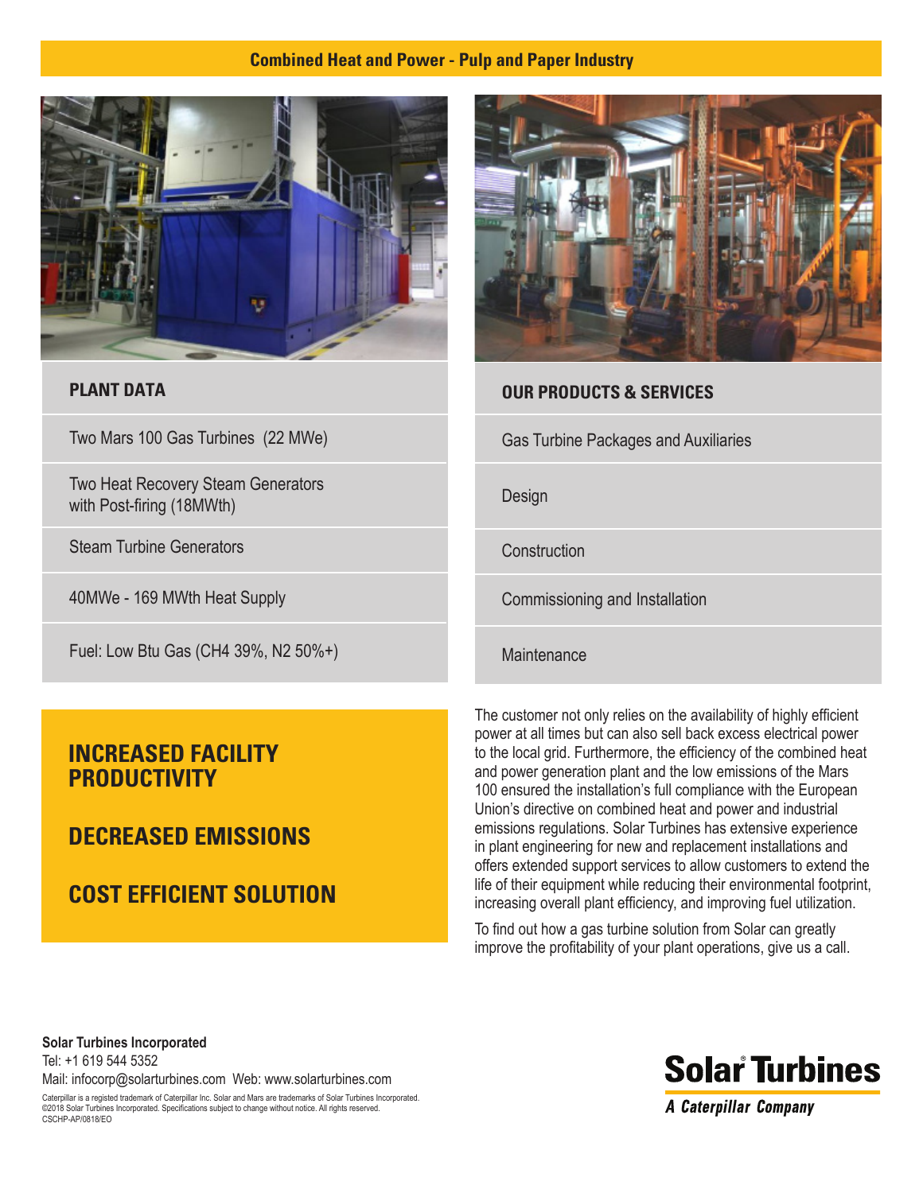## Combined Heat and Power - Pulp and Paper Industry

### PLANT DATA

- Two Mars 100 Gas Turbines (22 MWe)
- Two Heat Recovery Steam Generators with Post-firing (18MWth)
- Steam Turbine Generators
- 40MWe - 169 MWth Heat Supply
- Fuel: Low Btu Gas ($CH_4$ 39%, $N_2$ 50%+)

### OUR PRODUCTS & SERVICES

- Gas Turbine Packages and Auxiliaries
- Design
- Construction
- Commissioning and Installation
- Maintenance

## INCREASED FACILITY PRODUCTIVITY

## DECREASED EMISSIONS

## COST EFFICIENT SOLUTION

The customer not only relies on the availability of highly efficient power at all times but can also sell back excess electrical power to the local grid. Furthermore, the efficiency of the combined heat and power generation plant and the low emissions of the Mars 100 ensured the installation's full compliance with the European Union's directive on combined heat and power and industrial emissions regulations. Solar Turbines has extensive experience in plant engineering for new and replacement installations and offers extended support services to allow customers to extend the life of their equipment while reducing their environmental footprint, increasing overall plant efficiency, and improving fuel utilization.

To find out how a gas turbine solution from Solar can greatly improve the profitability of your plant operations, give us a call.

**Solar Turbines Incorporated**
Tel: +1 619 544 5352
Mail: infocorp@solarturbines.com Web: www.solarturbines.com

Caterpillar is a registed trademark of Caterpillar Inc. Solar and Mars are trademarks of Solar Turbines Incorporated.
©2018 Solar Turbines Incorporated. Specifications subject to change without notice. All rights reserved.
CSCHP-AP/0818/EO

**Solar Turbines**
*A Caterpillar Company*